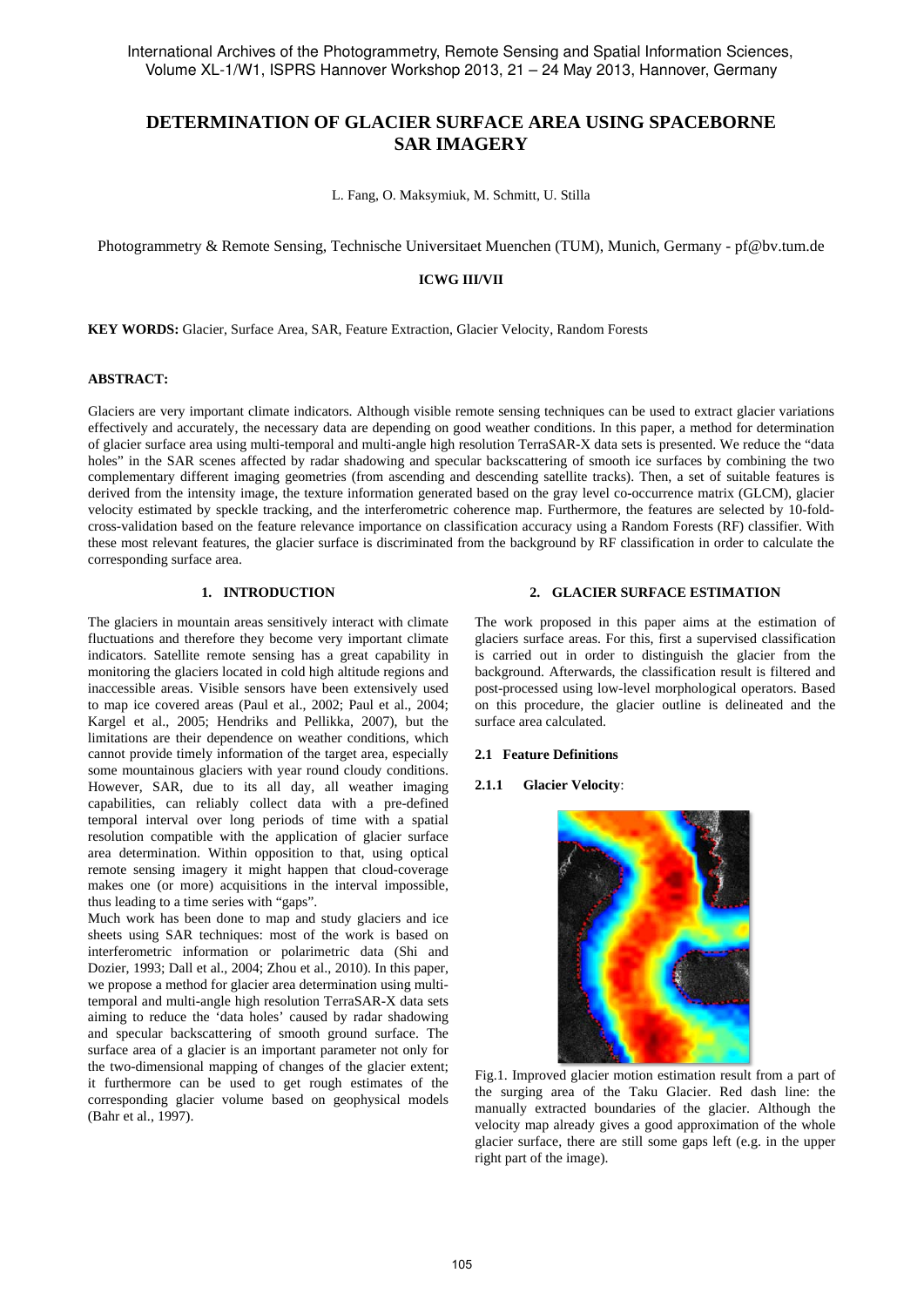# DETERMINATION OF GLACIER SURFACE AREA USING SPACEBORNE SAR IMAGERY

L. Fang, O. Maksymiuk, M. Schmitt, U. Stilla

Photogrammetry & Remote Sensing, Technische Universitaet Muenchen (TUM), Munich, Germany - pf@bv.tum.de

**ICWG III/VII**

**KEY WORDS:** Glacier, Surface Area, SAR, Feature Extraction, Glacier Velocity, Random Forests

## ABSTRACT:

Glaciers are very important climate indicators. Although visible remote sensing techniques can be used to extract glacier variations effectively and accurately, the necessary data are depending on good weather conditions. In this paper, a method for determination of glacier surface area using multi-temporal and multi-angle high resolution TerraSAR-X data sets is presented. We reduce the "data holes" in the SAR scenes affected by radar shadowing and specular backscattering of smooth ice surfaces by combining the two complementary different imaging geometries (from ascending and descending satellite tracks). Then, a set of suitable features is derived from the intensity image, the texture information generated based on the gray level co-occurrence matrix (GLCM), glacier velocity estimated by speckle tracking, and the interferometric coherence map. Furthermore, the features are selected by 10-fold-cross-validation based on the feature relevance importance on classification accuracy using a Random Forests (RF) classifier. With these most relevant features, the glacier surface is discriminated from the background by RF classification in order to calculate the corresponding surface area.

## 1. INTRODUCTION

The glaciers in mountain areas sensitively interact with climate fluctuations and therefore they become very important climate indicators. Satellite remote sensing has a great capability in monitoring the glaciers located in cold high altitude regions and inaccessible areas. Visible sensors have been extensively used to map ice covered areas (Paul et al., 2002; Paul et al., 2004; Kargel et al., 2005; Hendriks and Pellikka, 2007), but the limitations are their dependence on weather conditions, which cannot provide timely information of the target area, especially some mountainous glaciers with year round cloudy conditions. However, SAR, due to its all day, all weather imaging capabilities, can reliably collect data with a pre-defined temporal interval over long periods of time with a spatial resolution compatible with the application of glacier surface area determination. Within opposition to that, using optical remote sensing imagery it might happen that cloud-coverage makes one (or more) acquisitions in the interval impossible, thus leading to a time series with "gaps".

Much work has been done to map and study glaciers and ice sheets using SAR techniques: most of the work is based on interferometric information or polarimetric data (Shi and Dozier, 1993; Dall et al., 2004; Zhou et al., 2010). In this paper, we propose a method for glacier area determination using multi-temporal and multi-angle high resolution TerraSAR-X data sets aiming to reduce the 'data holes' caused by radar shadowing and specular backscattering of smooth ground surface. The surface area of a glacier is an important parameter not only for the two-dimensional mapping of changes of the glacier extent; it furthermore can be used to get rough estimates of the corresponding glacier volume based on geophysical models (Bahr et al., 1997).

## 2. GLACIER SURFACE ESTIMATION

The work proposed in this paper aims at the estimation of glaciers surface areas. For this, first a supervised classification is carried out in order to distinguish the glacier from the background. Afterwards, the classification result is filtered and post-processed using low-level morphological operators. Based on this procedure, the glacier outline is delineated and the surface area calculated.

### 2.1 Feature Definitions

#### 2.1.1 Glacier Velocity:

Fig.1. Improved glacier motion estimation result from a part of the surging area of the Taku Glacier. Red dash line: the manually extracted boundaries of the glacier. Although the velocity map already gives a good approximation of the whole glacier surface, there are still some gaps left (e.g. in the upper right part of the image).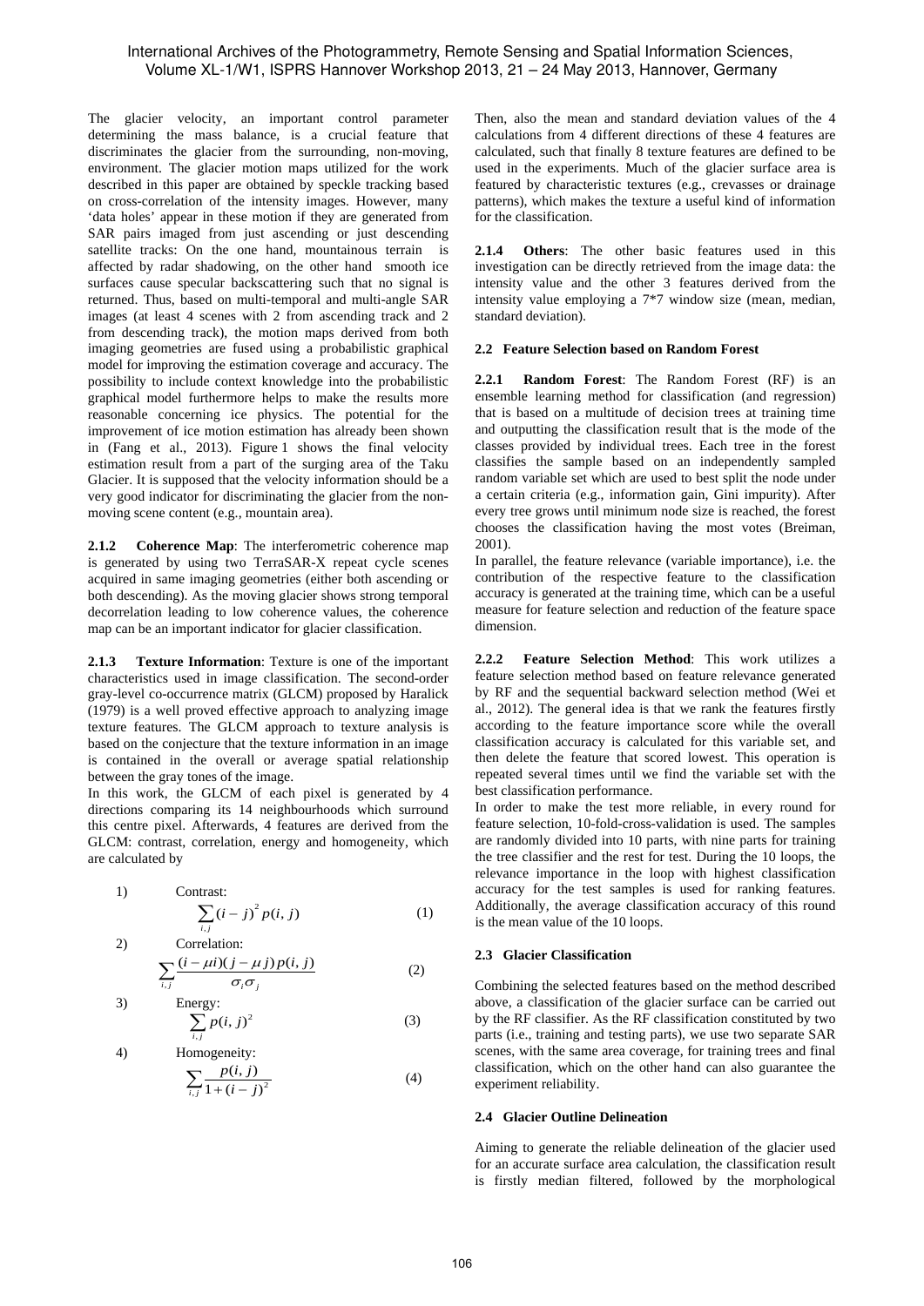The glacier velocity, an important control parameter determining the mass balance, is a crucial feature that discriminates the glacier from the surrounding, non-moving, environment. The glacier motion maps utilized for the work described in this paper are obtained by speckle tracking based on cross-correlation of the intensity images. However, many 'data holes' appear in these motion if they are generated from SAR pairs imaged from just ascending or just descending satellite tracks: On the one hand, mountainous terrain is affected by radar shadowing, on the other hand smooth ice surfaces cause specular backscattering such that no signal is returned. Thus, based on multi-temporal and multi-angle SAR images (at least 4 scenes with 2 from ascending track and 2 from descending track), the motion maps derived from both imaging geometries are fused using a probabilistic graphical model for improving the estimation coverage and accuracy. The possibility to include context knowledge into the probabilistic graphical model furthermore helps to make the results more reasonable concerning ice physics. The potential for the improvement of ice motion estimation has already been shown in (Fang et al., 2013). Figure 1 shows the final velocity estimation result from a part of the surging area of the Taku Glacier. It is supposed that the velocity information should be a very good indicator for discriminating the glacier from the non-moving scene content (e.g., mountain area).

**2.1.2 Coherence Map**: The interferometric coherence map is generated by using two TerraSAR-X repeat cycle scenes acquired in same imaging geometries (either both ascending or both descending). As the moving glacier shows strong temporal decorrelation leading to low coherence values, the coherence map can be an important indicator for glacier classification.

**2.1.3 Texture Information**: Texture is one of the important characteristics used in image classification. The second-order gray-level co-occurrence matrix (GLCM) proposed by Haralick (1979) is a well proved effective approach to analyzing image texture features. The GLCM approach to texture analysis is based on the conjecture that the texture information in an image is contained in the overall or average spatial relationship between the gray tones of the image.

In this work, the GLCM of each pixel is generated by 4 directions comparing its 14 neighbourhoods which surround this centre pixel. Afterwards, 4 features are derived from the GLCM: contrast, correlation, energy and homogeneity, which are calculated by

1) Contrast:

$$\sum_{i,j}(i-j)^2 p(i,j) \tag{1}$$

2) Correlation:

$$\sum_{i,j}\frac{(i-\mu i)(j-\mu j)p(i,j)}{\sigma_i \sigma_j} \tag{2}$$

3) Energy:

$$\sum_{i,j} p(i,j)^2 \tag{3}$$

4) Homogeneity:

$$\sum_{i,j}\frac{p(i,j)}{1+(i-j)^2} \tag{4}$$

Then, also the mean and standard deviation values of the 4 calculations from 4 different directions of these 4 features are calculated, such that finally 8 texture features are defined to be used in the experiments. Much of the glacier surface area is featured by characteristic textures (e.g., crevasses or drainage patterns), which makes the texture a useful kind of information for the classification.

**2.1.4 Others**: The other basic features used in this investigation can be directly retrieved from the image data: the intensity value and the other 3 features derived from the intensity value employing a 7*7 window size (mean, median, standard deviation).

### 2.2 Feature Selection based on Random Forest

**2.2.1 Random Forest**: The Random Forest (RF) is an ensemble learning method for classification (and regression) that is based on a multitude of decision trees at training time and outputting the classification result that is the mode of the classes provided by individual trees. Each tree in the forest classifies the sample based on an independently sampled random variable set which are used to best split the node under a certain criteria (e.g., information gain, Gini impurity). After every tree grows until minimum node size is reached, the forest chooses the classification having the most votes (Breiman, 2001).

In parallel, the feature relevance (variable importance), i.e. the contribution of the respective feature to the classification accuracy is generated at the training time, which can be a useful measure for feature selection and reduction of the feature space dimension.

**2.2.2 Feature Selection Method**: This work utilizes a feature selection method based on feature relevance generated by RF and the sequential backward selection method (Wei et al., 2012). The general idea is that we rank the features firstly according to the feature importance score while the overall classification accuracy is calculated for this variable set, and then delete the feature that scored lowest. This operation is repeated several times until we find the variable set with the best classification performance.

In order to make the test more reliable, in every round for feature selection, 10-fold-cross-validation is used. The samples are randomly divided into 10 parts, with nine parts for training the tree classifier and the rest for test. During the 10 loops, the relevance importance in the loop with highest classification accuracy for the test samples is used for ranking features. Additionally, the average classification accuracy of this round is the mean value of the 10 loops.

### 2.3 Glacier Classification

Combining the selected features based on the method described above, a classification of the glacier surface can be carried out by the RF classifier. As the RF classification constituted by two parts (i.e., training and testing parts), we use two separate SAR scenes, with the same area coverage, for training trees and final classification, which on the other hand can also guarantee the experiment reliability.

### 2.4 Glacier Outline Delineation

Aiming to generate the reliable delineation of the glacier used for an accurate surface area calculation, the classification result is firstly median filtered, followed by the morphological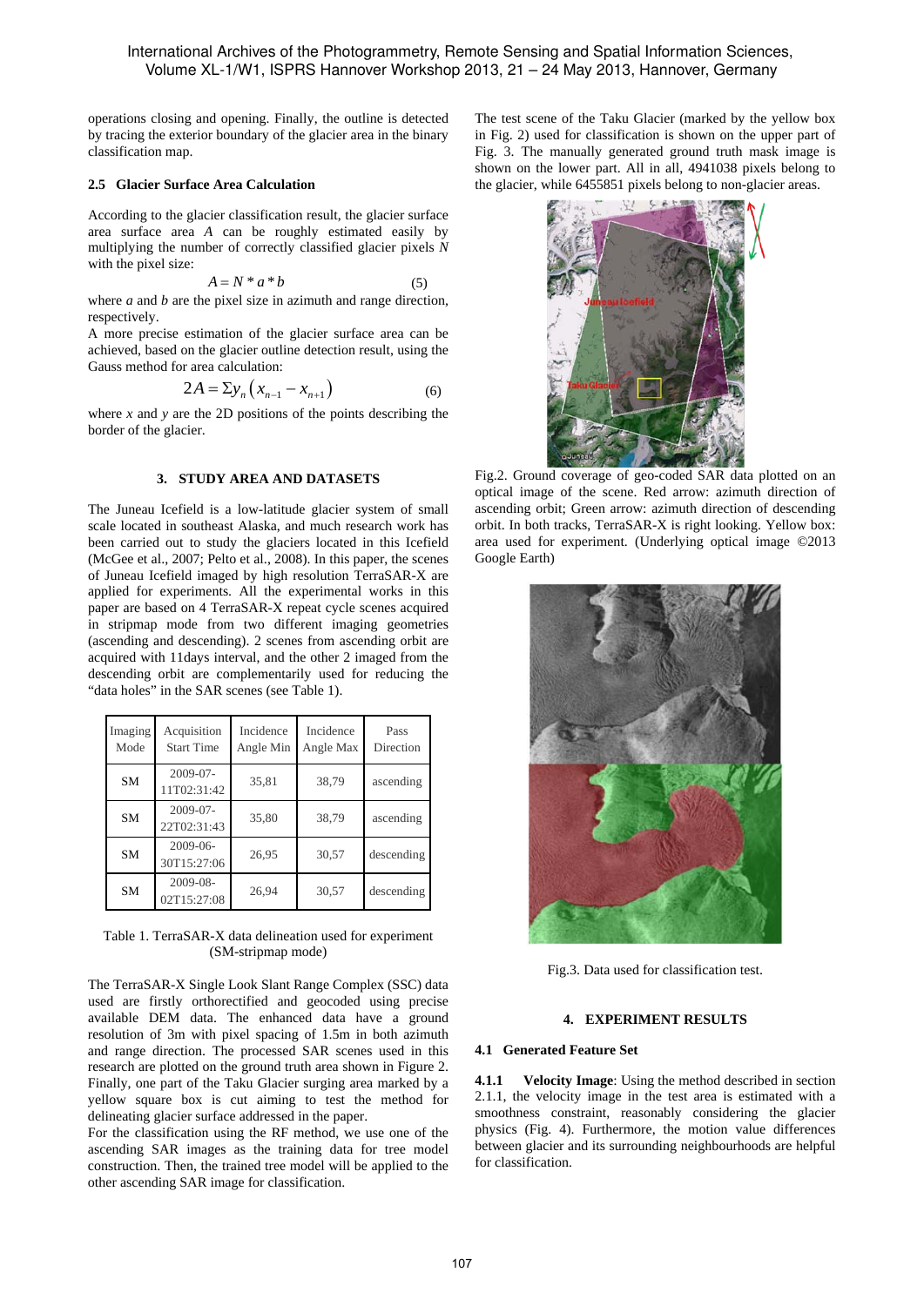operations closing and opening. Finally, the outline is detected by tracing the exterior boundary of the glacier area in the binary classification map.

### 2.5 Glacier Surface Area Calculation

According to the glacier classification result, the glacier surface area surface area *A* can be roughly estimated easily by multiplying the number of correctly classified glacier pixels *N* with the pixel size:

$$A = N * a * b \tag{5}$$

where *a* and *b* are the pixel size in azimuth and range direction, respectively.

A more precise estimation of the glacier surface area can be achieved, based on the glacier outline detection result, using the Gauss method for area calculation:

$$2A = \Sigma y_n \left( x_{n-1} - x_{n+1} \right) \tag{6}$$

where *x* and *y* are the 2D positions of the points describing the border of the glacier.

## 3. STUDY AREA AND DATASETS

The Juneau Icefield is a low-latitude glacier system of small scale located in southeast Alaska, and much research work has been carried out to study the glaciers located in this Icefield (McGee et al., 2007; Pelto et al., 2008). In this paper, the scenes of Juneau Icefield imaged by high resolution TerraSAR-X are applied for experiments. All the experimental works in this paper are based on 4 TerraSAR-X repeat cycle scenes acquired in stripmap mode from two different imaging geometries (ascending and descending). 2 scenes from ascending orbit are acquired with 11days interval, and the other 2 imaged from the descending orbit are complementarily used for reducing the "data holes" in the SAR scenes (see Table 1).

| Imaging Mode | Acquisition Start Time | Incidence Angle Min | Incidence Angle Max | Pass Direction |
|---|---|---|---|---|
| SM | 2009-07-11T02:31:42 | 35,81 | 38,79 | ascending |
| SM | 2009-07-22T02:31:43 | 35,80 | 38,79 | ascending |
| SM | 2009-06-30T15:27:06 | 26,95 | 30,57 | descending |
| SM | 2009-08-02T15:27:08 | 26,94 | 30,57 | descending |

Table 1. TerraSAR-X data delineation used for experiment (SM-stripmap mode)

The TerraSAR-X Single Look Slant Range Complex (SSC) data used are firstly orthorectified and geocoded using precise available DEM data. The enhanced data have a ground resolution of 3m with pixel spacing of 1.5m in both azimuth and range direction. The processed SAR scenes used in this research are plotted on the ground truth area shown in Figure 2. Finally, one part of the Taku Glacier surging area marked by a yellow square box is cut aiming to test the method for delineating glacier surface addressed in the paper.

For the classification using the RF method, we use one of the ascending SAR images as the training data for tree model construction. Then, the trained tree model will be applied to the other ascending SAR image for classification.

The test scene of the Taku Glacier (marked by the yellow box in Fig. 2) used for classification is shown on the upper part of Fig. 3. The manually generated ground truth mask image is shown on the lower part. All in all, 4941038 pixels belong to the glacier, while 6455851 pixels belong to non-glacier areas.

Fig.2. Ground coverage of geo-coded SAR data plotted on an optical image of the scene. Red arrow: azimuth direction of ascending orbit; Green arrow: azimuth direction of descending orbit. In both tracks, TerraSAR-X is right looking. Yellow box: area used for experiment. (Underlying optical image ©2013 Google Earth)

Fig.3. Data used for classification test.

## 4. EXPERIMENT RESULTS

### 4.1 Generated Feature Set

**4.1.1 Velocity Image**: Using the method described in section 2.1.1, the velocity image in the test area is estimated with a smoothness constraint, reasonably considering the glacier physics (Fig. 4). Furthermore, the motion value differences between glacier and its surrounding neighbourhoods are helpful for classification.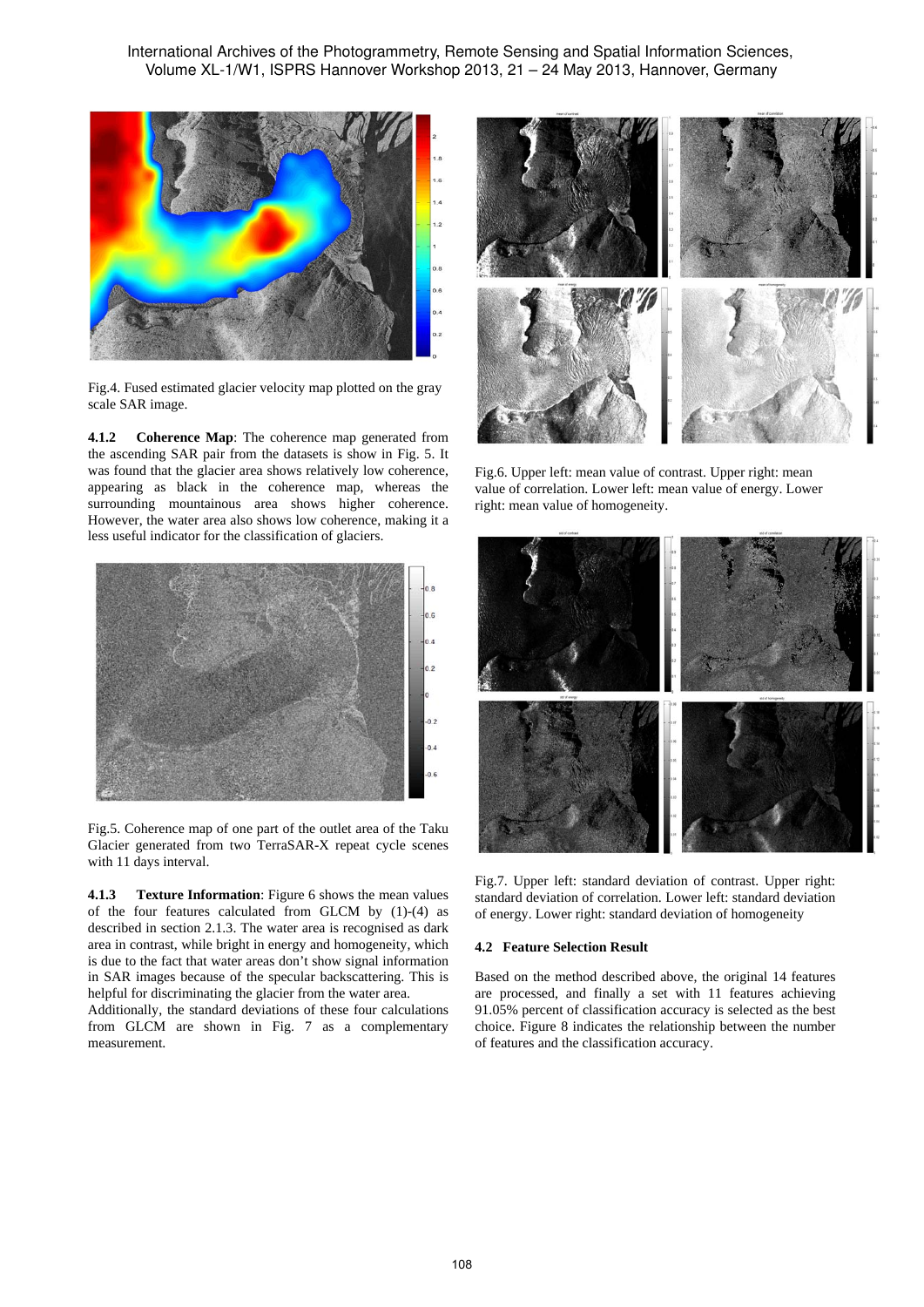Fig.4. Fused estimated glacier velocity map plotted on the gray scale SAR image.

**4.1.2 Coherence Map**: The coherence map generated from the ascending SAR pair from the datasets is show in Fig. 5. It was found that the glacier area shows relatively low coherence, appearing as black in the coherence map, whereas the surrounding mountainous area shows higher coherence. However, the water area also shows low coherence, making it a less useful indicator for the classification of glaciers.

Fig.5. Coherence map of one part of the outlet area of the Taku Glacier generated from two TerraSAR-X repeat cycle scenes with 11 days interval.

**4.1.3 Texture Information**: Figure 6 shows the mean values of the four features calculated from GLCM by (1)-(4) as described in section 2.1.3. The water area is recognised as dark area in contrast, while bright in energy and homogeneity, which is due to the fact that water areas don't show signal information in SAR images because of the specular backscattering. This is helpful for discriminating the glacier from the water area.

Additionally, the standard deviations of these four calculations from GLCM are shown in Fig. 7 as a complementary measurement.

Fig.6. Upper left: mean value of contrast. Upper right: mean value of correlation. Lower left: mean value of energy. Lower right: mean value of homogeneity.

Fig.7. Upper left: standard deviation of contrast. Upper right: standard deviation of correlation. Lower left: standard deviation of energy. Lower right: standard deviation of homogeneity

### 4.2 Feature Selection Result

Based on the method described above, the original 14 features are processed, and finally a set with 11 features achieving 91.05% percent of classification accuracy is selected as the best choice. Figure 8 indicates the relationship between the number of features and the classification accuracy.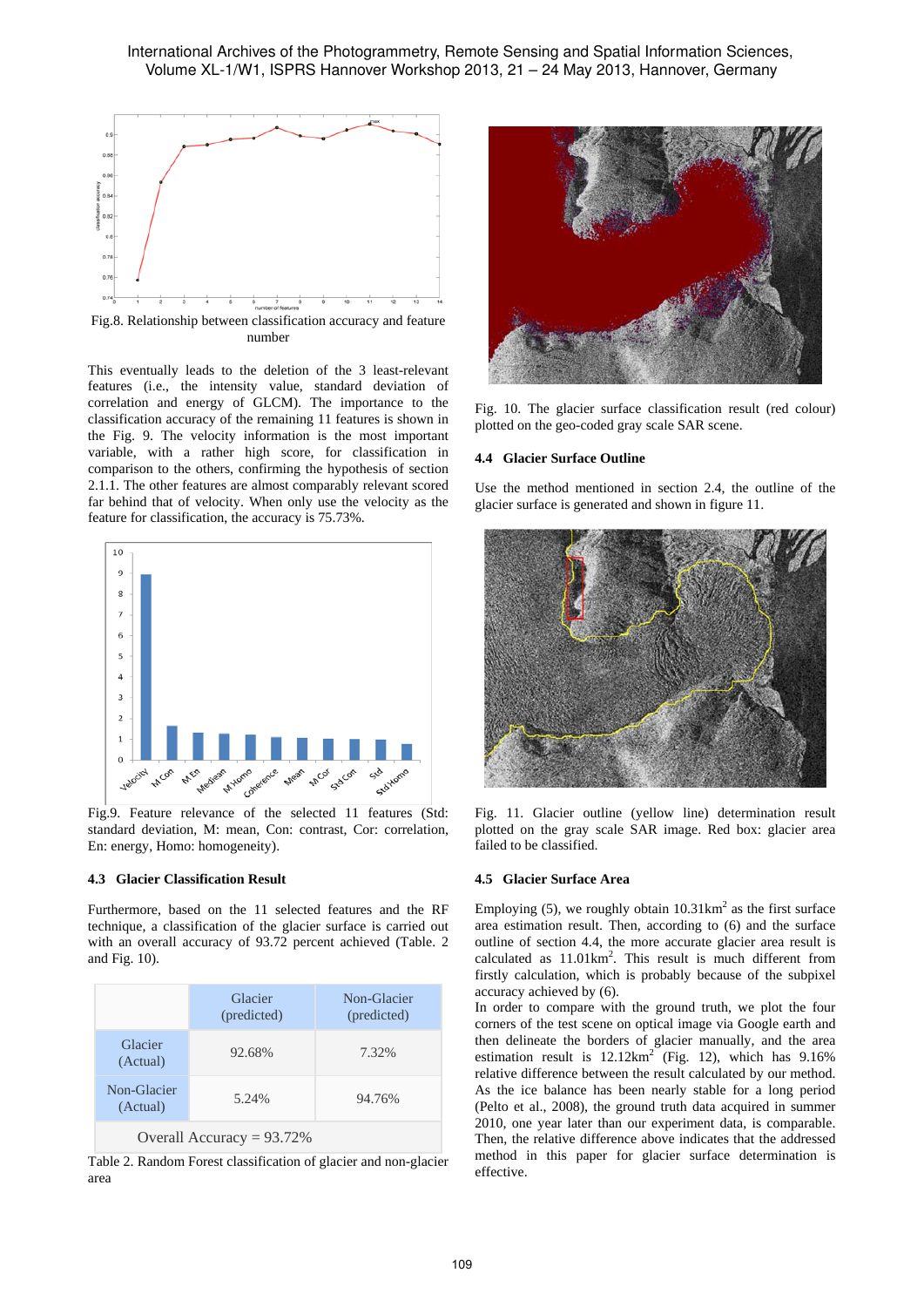Fig.8. Relationship between classification accuracy and feature number

This eventually leads to the deletion of the 3 least-relevant features (i.e., the intensity value, standard deviation of correlation and energy of GLCM). The importance to the classification accuracy of the remaining 11 features is shown in the Fig. 9. The velocity information is the most important variable, with a rather high score, for classification in comparison to the others, confirming the hypothesis of section 2.1.1. The other features are almost comparably relevant scored far behind that of velocity. When only use the velocity as the feature for classification, the accuracy is 75.73%.

Fig.9. Feature relevance of the selected 11 features (Std: standard deviation, M: mean, Con: contrast, Cor: correlation, En: energy, Homo: homogeneity).

### 4.3 Glacier Classification Result

Furthermore, based on the 11 selected features and the RF technique, a classification of the glacier surface is carried out with an overall accuracy of 93.72 percent achieved (Table. 2 and Fig. 10).

| | Glacier (predicted) | Non-Glacier (predicted) |
|---|---|---|
| Glacier (Actual) | 92.68% | 7.32% |
| Non-Glacier (Actual) | 5.24% | 94.76% |
| Overall Accuracy = 93.72% | | |

Table 2. Random Forest classification of glacier and non-glacier area

Fig. 10. The glacier surface classification result (red colour) plotted on the geo-coded gray scale SAR scene.

### 4.4 Glacier Surface Outline

Use the method mentioned in section 2.4, the outline of the glacier surface is generated and shown in figure 11.

Fig. 11. Glacier outline (yellow line) determination result plotted on the gray scale SAR image. Red box: glacier area failed to be classified.

### 4.5 Glacier Surface Area

Employing (5), we roughly obtain $10.31\text{km}^2$ as the first surface area estimation result. Then, according to (6) and the surface outline of section 4.4, the more accurate glacier area result is calculated as $11.01\text{km}^2$. This result is much different from firstly calculation, which is probably because of the subpixel accuracy achieved by (6).

In order to compare with the ground truth, we plot the four corners of the test scene on optical image via Google earth and then delineate the borders of glacier manually, and the area estimation result is $12.12\text{km}^2$ (Fig. 12), which has 9.16% relative difference between the result calculated by our method. As the ice balance has been nearly stable for a long period (Pelto et al., 2008), the ground truth data acquired in summer 2010, one year later than our experiment data, is comparable. Then, the relative difference above indicates that the addressed method in this paper for glacier surface determination is effective.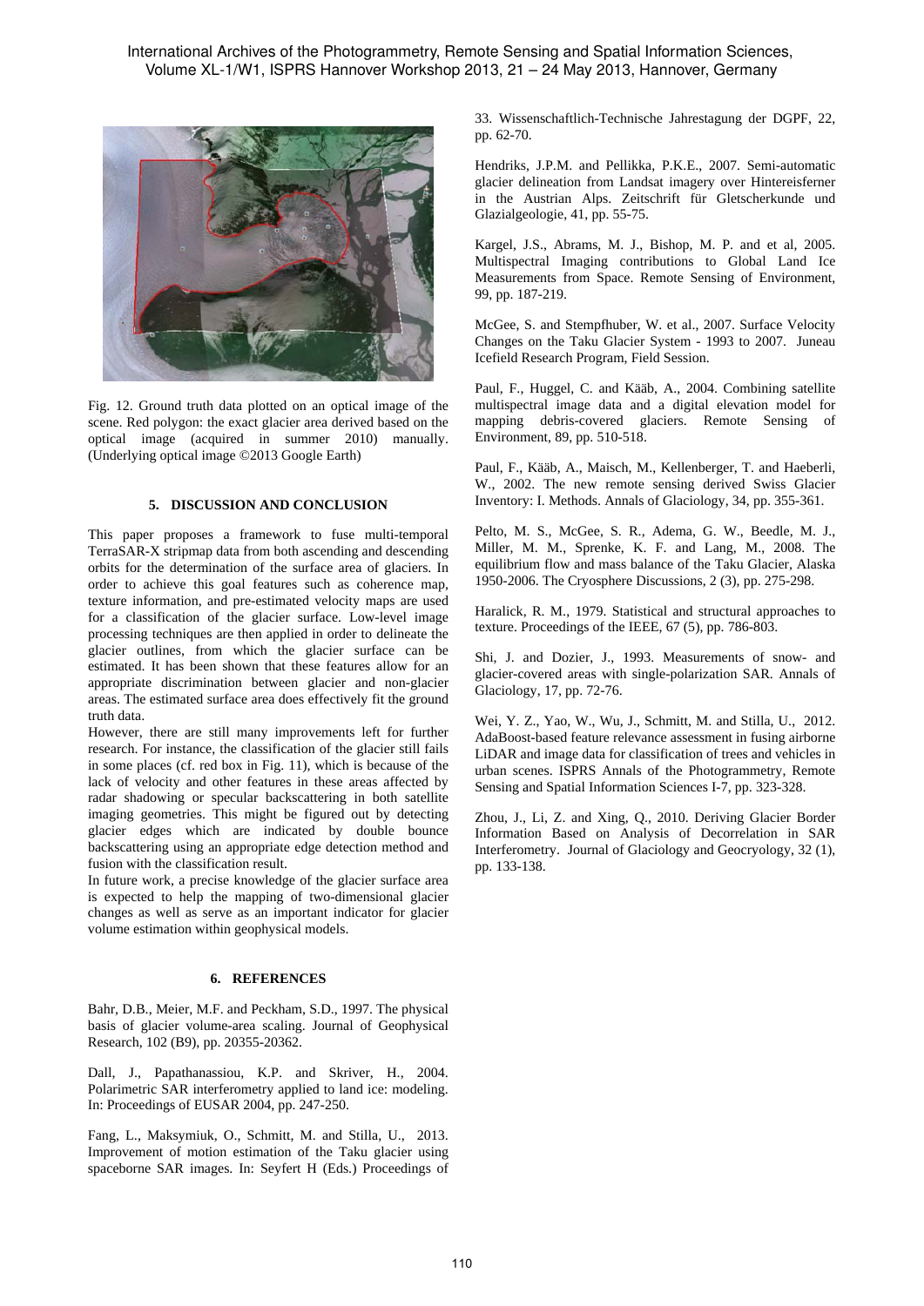Fig. 12. Ground truth data plotted on an optical image of the scene. Red polygon: the exact glacier area derived based on the optical image (acquired in summer 2010) manually. (Underlying optical image ©2013 Google Earth)

## 5. DISCUSSION AND CONCLUSION

This paper proposes a framework to fuse multi-temporal TerraSAR-X stripmap data from both ascending and descending orbits for the determination of the surface area of glaciers. In order to achieve this goal features such as coherence map, texture information, and pre-estimated velocity maps are used for a classification of the glacier surface. Low-level image processing techniques are then applied in order to delineate the glacier outlines, from which the glacier surface can be estimated. It has been shown that these features allow for an appropriate discrimination between glacier and non-glacier areas. The estimated surface area does effectively fit the ground truth data.

However, there are still many improvements left for further research. For instance, the classification of the glacier still fails in some places (cf. red box in Fig. 11), which is because of the lack of velocity and other features in these areas affected by radar shadowing or specular backscattering in both satellite imaging geometries. This might be figured out by detecting glacier edges which are indicated by double bounce backscattering using an appropriate edge detection method and fusion with the classification result.

In future work, a precise knowledge of the glacier surface area is expected to help the mapping of two-dimensional glacier changes as well as serve as an important indicator for glacier volume estimation within geophysical models.

## 6. REFERENCES

Bahr, D.B., Meier, M.F. and Peckham, S.D., 1997. The physical basis of glacier volume-area scaling. Journal of Geophysical Research, 102 (B9), pp. 20355-20362.

Dall, J., Papathanassiou, K.P. and Skriver, H., 2004. Polarimetric SAR interferometry applied to land ice: modeling. In: Proceedings of EUSAR 2004, pp. 247-250.

Fang, L., Maksymiuk, O., Schmitt, M. and Stilla, U., 2013. Improvement of motion estimation of the Taku glacier using spaceborne SAR images. In: Seyfert H (Eds.) Proceedings of 33. Wissenschaftlich-Technische Jahrestagung der DGPF, 22, pp. 62-70.

Hendriks, J.P.M. and Pellikka, P.K.E., 2007. Semi-automatic glacier delineation from Landsat imagery over Hintereisferner in the Austrian Alps. Zeitschrift für Gletscherkunde und Glazialgeologie, 41, pp. 55-75.

Kargel, J.S., Abrams, M. J., Bishop, M. P. and et al, 2005. Multispectral Imaging contributions to Global Land Ice Measurements from Space. Remote Sensing of Environment, 99, pp. 187-219.

McGee, S. and Stempfhuber, W. et al., 2007. Surface Velocity Changes on the Taku Glacier System - 1993 to 2007. Juneau Icefield Research Program, Field Session.

Paul, F., Huggel, C. and Kääb, A., 2004. Combining satellite multispectral image data and a digital elevation model for mapping debris-covered glaciers. Remote Sensing of Environment, 89, pp. 510-518.

Paul, F., Kääb, A., Maisch, M., Kellenberger, T. and Haeberli, W., 2002. The new remote sensing derived Swiss Glacier Inventory: I. Methods. Annals of Glaciology, 34, pp. 355-361.

Pelto, M. S., McGee, S. R., Adema, G. W., Beedle, M. J., Miller, M. M., Sprenke, K. F. and Lang, M., 2008. The equilibrium flow and mass balance of the Taku Glacier, Alaska 1950-2006. The Cryosphere Discussions, 2 (3), pp. 275-298.

Haralick, R. M., 1979. Statistical and structural approaches to texture. Proceedings of the IEEE, 67 (5), pp. 786-803.

Shi, J. and Dozier, J., 1993. Measurements of snow- and glacier-covered areas with single-polarization SAR. Annals of Glaciology, 17, pp. 72-76.

Wei, Y. Z., Yao, W., Wu, J., Schmitt, M. and Stilla, U., 2012. AdaBoost-based feature relevance assessment in fusing airborne LiDAR and image data for classification of trees and vehicles in urban scenes. ISPRS Annals of the Photogrammetry, Remote Sensing and Spatial Information Sciences I-7, pp. 323-328.

Zhou, J., Li, Z. and Xing, Q., 2010. Deriving Glacier Border Information Based on Analysis of Decorrelation in SAR Interferometry. Journal of Glaciology and Geocryology, 32 (1), pp. 133-138.